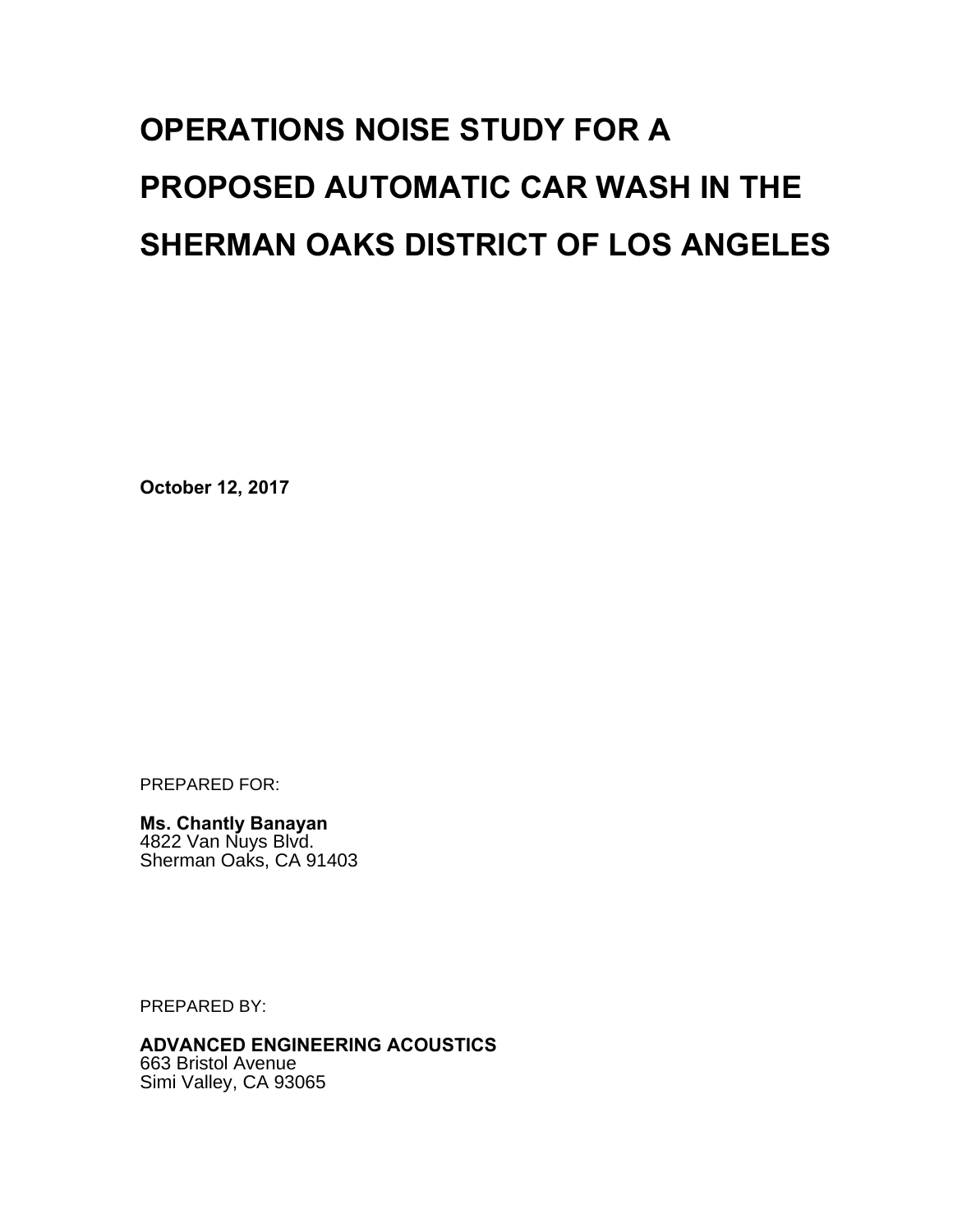# OPERATIONS NOISE STUDY FOR A PROPOSED AUTOMATIC CAR WASH IN THE SHERMAN OAKS DISTRICT OF LOS ANGELES

**October 12, 2017**

PREPARED FOR:

**Ms. Chantly Banayan**
4822 Van Nuys Blvd.
Sherman Oaks, CA 91403

PREPARED BY:

**ADVANCED ENGINEERING ACOUSTICS**
663 Bristol Avenue
Simi Valley, CA 93065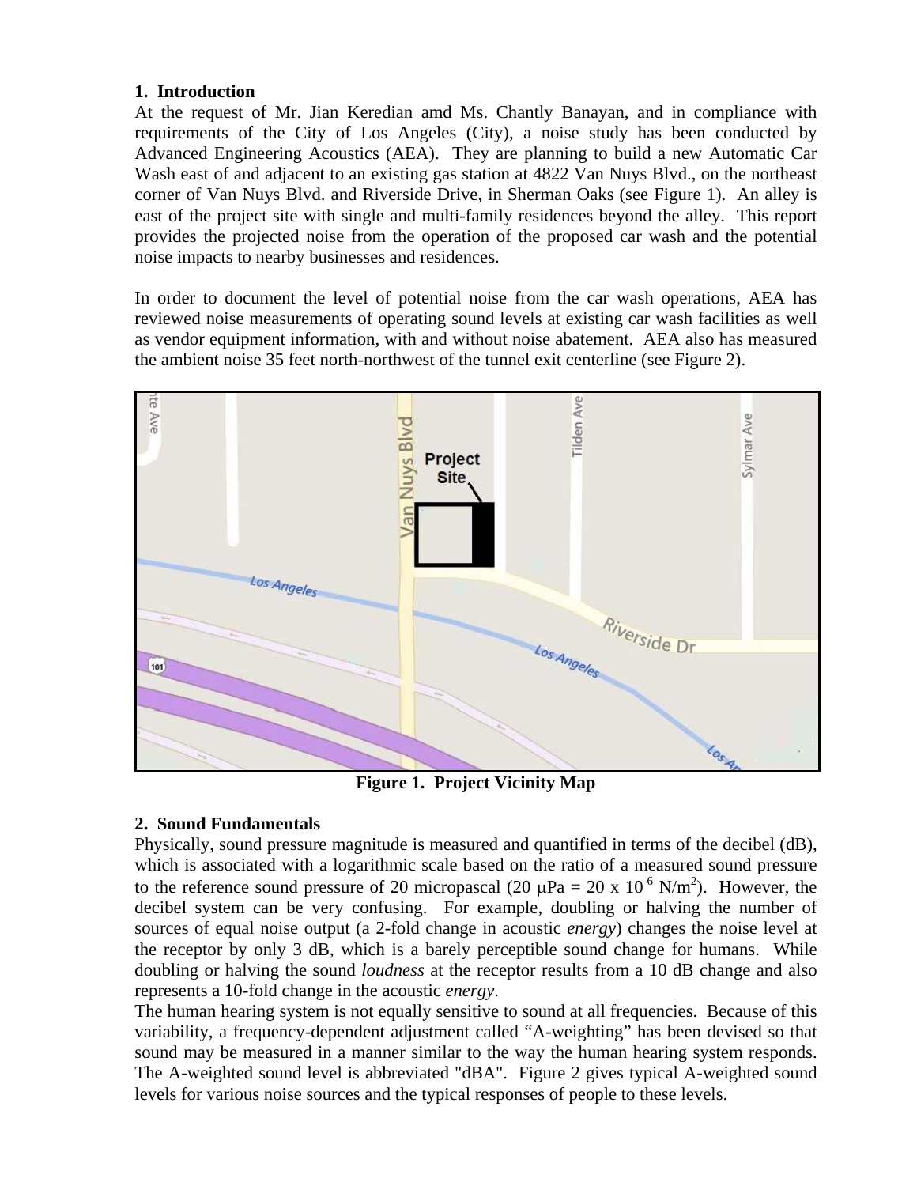## 1. Introduction

At the request of Mr. Jian Keredian amd Ms. Chantly Banayan, and in compliance with requirements of the City of Los Angeles (City), a noise study has been conducted by Advanced Engineering Acoustics (AEA). They are planning to build a new Automatic Car Wash east of and adjacent to an existing gas station at 4822 Van Nuys Blvd., on the northeast corner of Van Nuys Blvd. and Riverside Drive, in Sherman Oaks (see Figure 1). An alley is east of the project site with single and multi-family residences beyond the alley. This report provides the projected noise from the operation of the proposed car wash and the potential noise impacts to nearby businesses and residences.

In order to document the level of potential noise from the car wash operations, AEA has reviewed noise measurements of operating sound levels at existing car wash facilities as well as vendor equipment information, with and without noise abatement. AEA also has measured the ambient noise 35 feet north-northwest of the tunnel exit centerline (see Figure 2).

**Figure 1. Project Vicinity Map**

## 2. Sound Fundamentals

Physically, sound pressure magnitude is measured and quantified in terms of the decibel (dB), which is associated with a logarithmic scale based on the ratio of a measured sound pressure to the reference sound pressure of 20 micropascal (20 μPa = 20 x $10^{-6}$ $N/m^2$). However, the decibel system can be very confusing. For example, doubling or halving the number of sources of equal noise output (a 2-fold change in acoustic *energy*) changes the noise level at the receptor by only 3 dB, which is a barely perceptible sound change for humans. While doubling or halving the sound *loudness* at the receptor results from a 10 dB change and also represents a 10-fold change in the acoustic *energy*.

The human hearing system is not equally sensitive to sound at all frequencies. Because of this variability, a frequency-dependent adjustment called "A-weighting" has been devised so that sound may be measured in a manner similar to the way the human hearing system responds. The A-weighted sound level is abbreviated "dBA". Figure 2 gives typical A-weighted sound levels for various noise sources and the typical responses of people to these levels.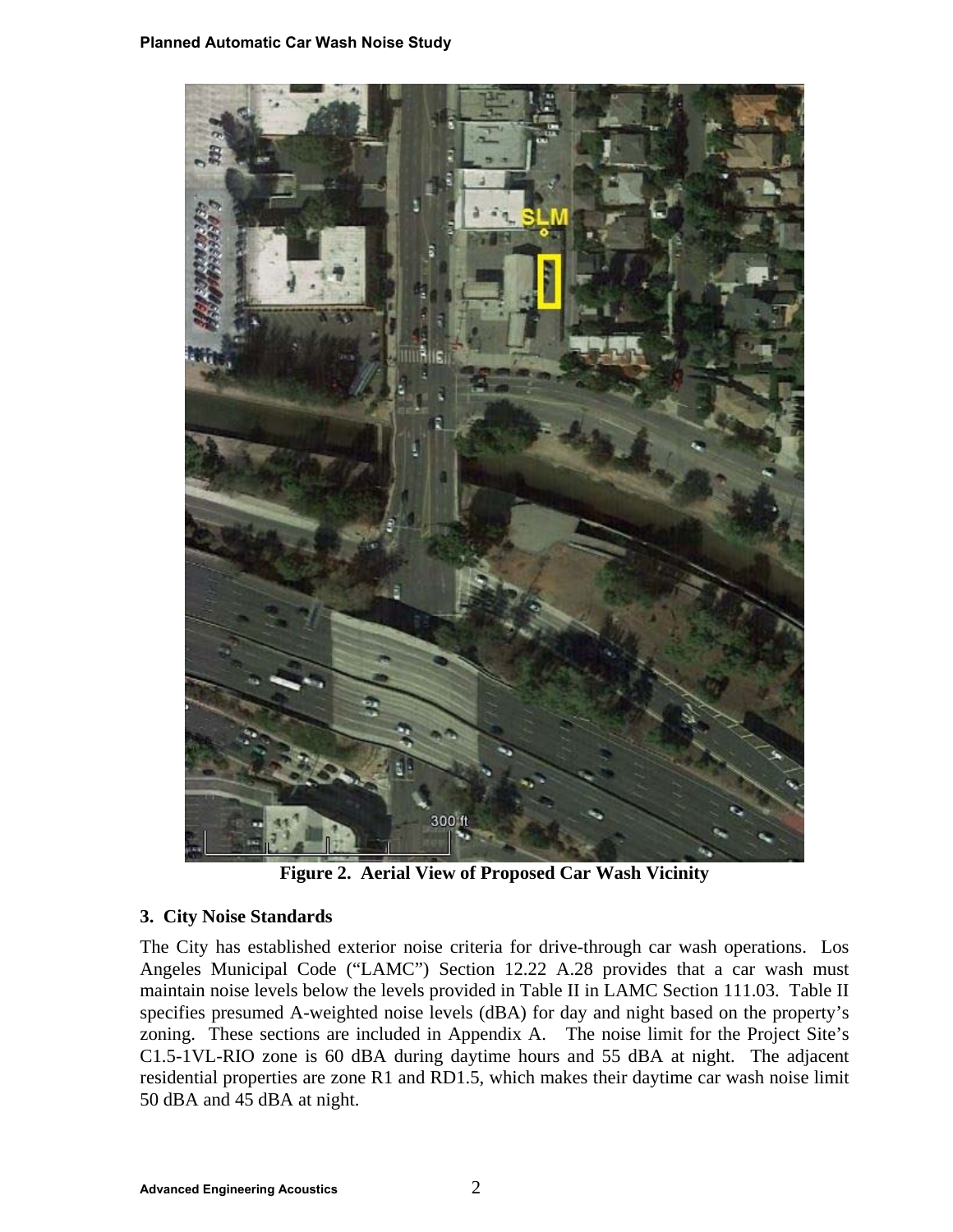**Figure 2. Aerial View of Proposed Car Wash Vicinity**

### 3. City Noise Standards

The City has established exterior noise criteria for drive-through car wash operations. Los Angeles Municipal Code ("LAMC") Section 12.22 A.28 provides that a car wash must maintain noise levels below the levels provided in Table II in LAMC Section 111.03. Table II specifies presumed A-weighted noise levels (dBA) for day and night based on the property's zoning. These sections are included in Appendix A. The noise limit for the Project Site's C1.5-1VL-RIO zone is 60 dBA during daytime hours and 55 dBA at night. The adjacent residential properties are zone R1 and RD1.5, which makes their daytime car wash noise limit 50 dBA and 45 dBA at night.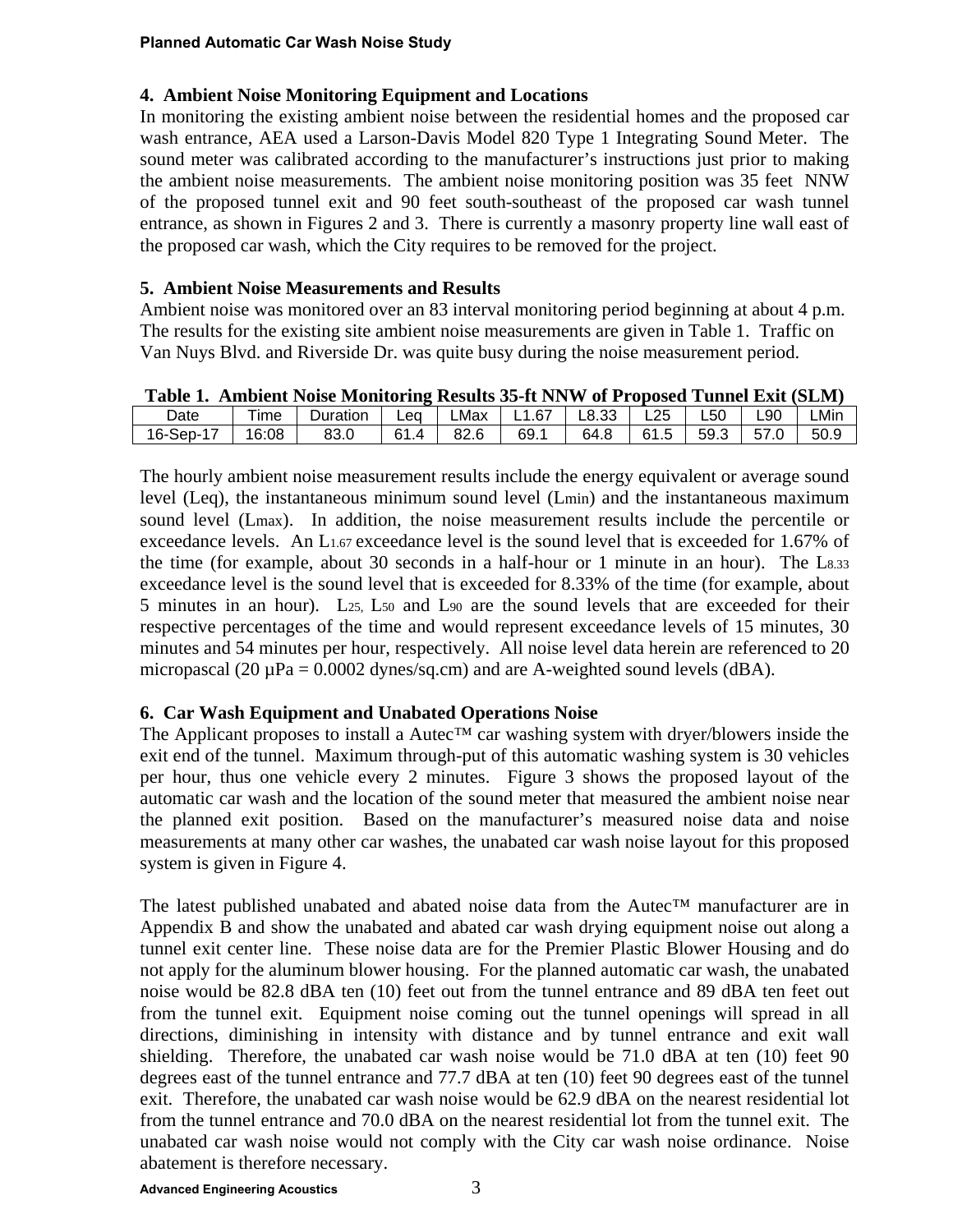## 4. Ambient Noise Monitoring Equipment and Locations

In monitoring the existing ambient noise between the residential homes and the proposed car wash entrance, AEA used a Larson-Davis Model 820 Type 1 Integrating Sound Meter. The sound meter was calibrated according to the manufacturer's instructions just prior to making the ambient noise measurements. The ambient noise monitoring position was 35 feet NNW of the proposed tunnel exit and 90 feet south-southeast of the proposed car wash tunnel entrance, as shown in Figures 2 and 3. There is currently a masonry property line wall east of the proposed car wash, which the City requires to be removed for the project.

## 5. Ambient Noise Measurements and Results

Ambient noise was monitored over an 83 interval monitoring period beginning at about 4 p.m. The results for the existing site ambient noise measurements are given in Table 1. Traffic on Van Nuys Blvd. and Riverside Dr. was quite busy during the noise measurement period.

**Table 1. Ambient Noise Monitoring Results 35-ft NNW of Proposed Tunnel Exit (SLM)**

| Date | Time | Duration | Leq | LMax | L1.67 | L8.33 | L25 | L50 | L90 | LMin |
|---|---|---|---|---|---|---|---|---|---|---|
| 16-Sep-17 | 16:08 | 83.0 | 61.4 | 82.6 | 69.1 | 64.8 | 61.5 | 59.3 | 57.0 | 50.9 |

The hourly ambient noise measurement results include the energy equivalent or average sound level (Leq), the instantaneous minimum sound level ($L_{min}$) and the instantaneous maximum sound level ($L_{max}$). In addition, the noise measurement results include the percentile or exceedance levels. An $L_{1.67}$ exceedance level is the sound level that is exceeded for 1.67% of the time (for example, about 30 seconds in a half-hour or 1 minute in an hour). The $L_{8.33}$ exceedance level is the sound level that is exceeded for 8.33% of the time (for example, about 5 minutes in an hour). $L_{25}$, $L_{50}$ and $L_{90}$ are the sound levels that are exceeded for their respective percentages of the time and would represent exceedance levels of 15 minutes, 30 minutes and 54 minutes per hour, respectively. All noise level data herein are referenced to 20 micropascal (20 µPa = 0.0002 dynes/sq.cm) and are A-weighted sound levels (dBA).

## 6. Car Wash Equipment and Unabated Operations Noise

The Applicant proposes to install a Autec™ car washing system with dryer/blowers inside the exit end of the tunnel. Maximum through-put of this automatic washing system is 30 vehicles per hour, thus one vehicle every 2 minutes. Figure 3 shows the proposed layout of the automatic car wash and the location of the sound meter that measured the ambient noise near the planned exit position. Based on the manufacturer's measured noise data and noise measurements at many other car washes, the unabated car wash noise layout for this proposed system is given in Figure 4.

The latest published unabated and abated noise data from the Autec™ manufacturer are in Appendix B and show the unabated and abated car wash drying equipment noise out along a tunnel exit center line. These noise data are for the Premier Plastic Blower Housing and do not apply for the aluminum blower housing. For the planned automatic car wash, the unabated noise would be 82.8 dBA ten (10) feet out from the tunnel entrance and 89 dBA ten feet out from the tunnel exit. Equipment noise coming out the tunnel openings will spread in all directions, diminishing in intensity with distance and by tunnel entrance and exit wall shielding. Therefore, the unabated car wash noise would be 71.0 dBA at ten (10) feet 90 degrees east of the tunnel entrance and 77.7 dBA at ten (10) feet 90 degrees east of the tunnel exit. Therefore, the unabated car wash noise would be 62.9 dBA on the nearest residential lot from the tunnel entrance and 70.0 dBA on the nearest residential lot from the tunnel exit. The unabated car wash noise would not comply with the City car wash noise ordinance. Noise abatement is therefore necessary.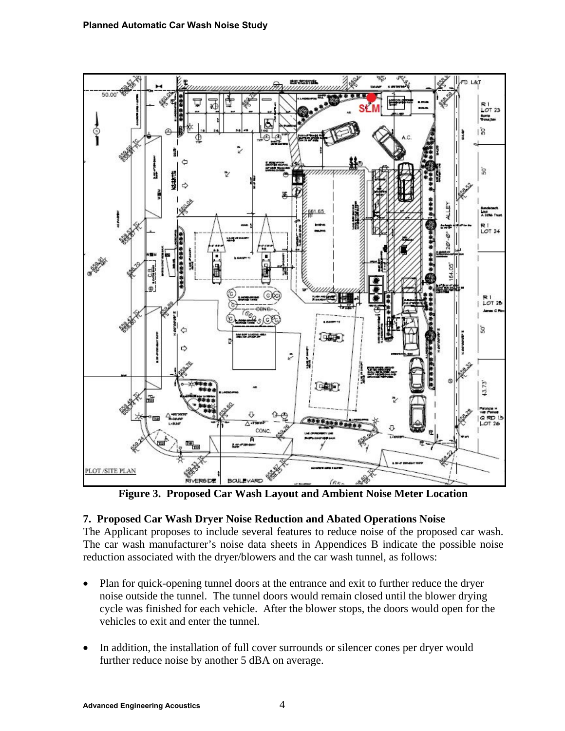**Figure 3. Proposed Car Wash Layout and Ambient Noise Meter Location**

## 7. Proposed Car Wash Dryer Noise Reduction and Abated Operations Noise

The Applicant proposes to include several features to reduce noise of the proposed car wash. The car wash manufacturer's noise data sheets in Appendices B indicate the possible noise reduction associated with the dryer/blowers and the car wash tunnel, as follows:

- Plan for quick-opening tunnel doors at the entrance and exit to further reduce the dryer noise outside the tunnel. The tunnel doors would remain closed until the blower drying cycle was finished for each vehicle. After the blower stops, the doors would open for the vehicles to exit and enter the tunnel.

- In addition, the installation of full cover surrounds or silencer cones per dryer would further reduce noise by another 5 dBA on average.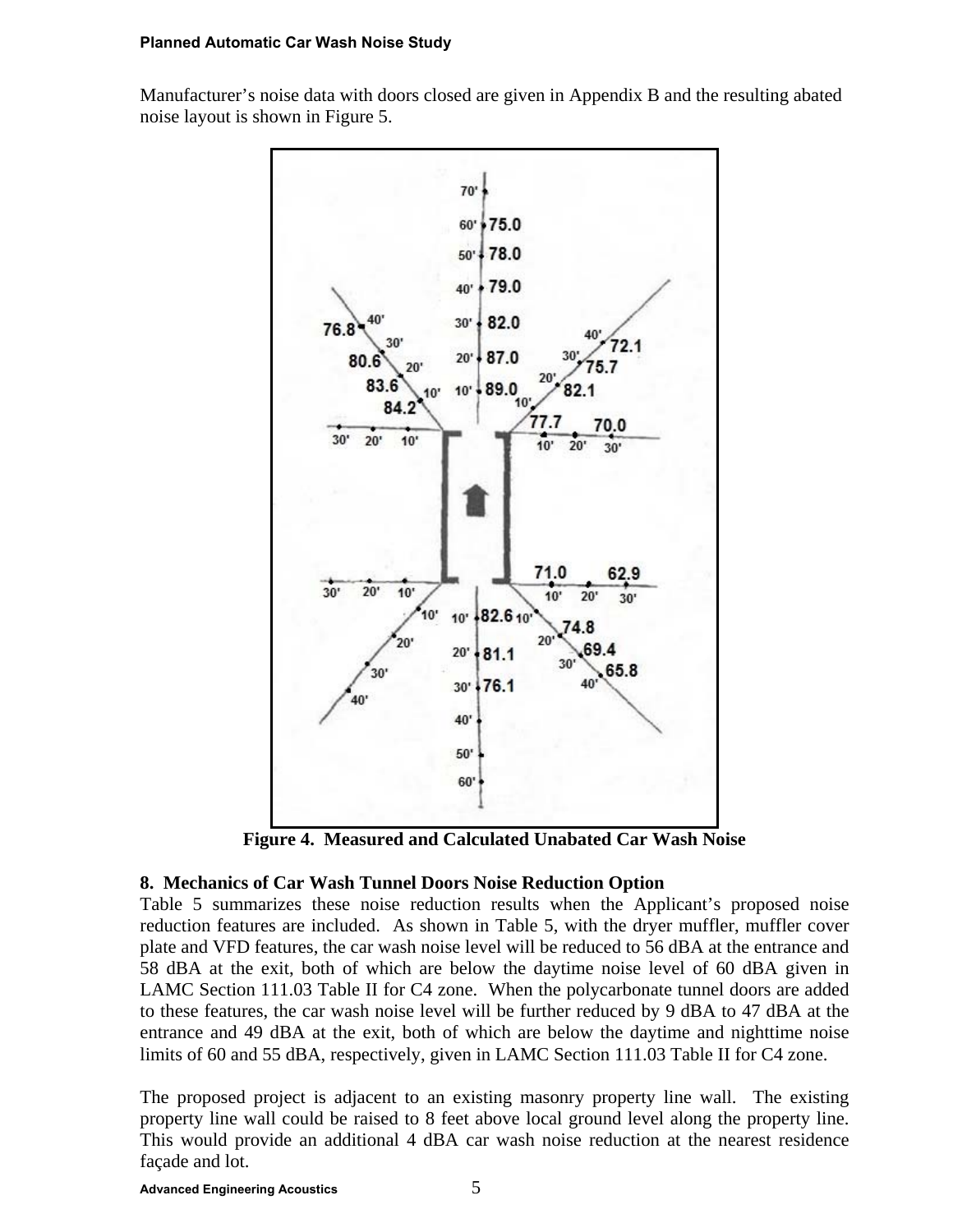Manufacturer's noise data with doors closed are given in Appendix B and the resulting abated noise layout is shown in Figure 5.

**Figure 4. Measured and Calculated Unabated Car Wash Noise**

### 8. Mechanics of Car Wash Tunnel Doors Noise Reduction Option

Table 5 summarizes these noise reduction results when the Applicant's proposed noise reduction features are included. As shown in Table 5, with the dryer muffler, muffler cover plate and VFD features, the car wash noise level will be reduced to 56 dBA at the entrance and 58 dBA at the exit, both of which are below the daytime noise level of 60 dBA given in LAMC Section 111.03 Table II for C4 zone. When the polycarbonate tunnel doors are added to these features, the car wash noise level will be further reduced by 9 dBA to 47 dBA at the entrance and 49 dBA at the exit, both of which are below the daytime and nighttime noise limits of 60 and 55 dBA, respectively, given in LAMC Section 111.03 Table II for C4 zone.

The proposed project is adjacent to an existing masonry property line wall. The existing property line wall could be raised to 8 feet above local ground level along the property line. This would provide an additional 4 dBA car wash noise reduction at the nearest residence façade and lot.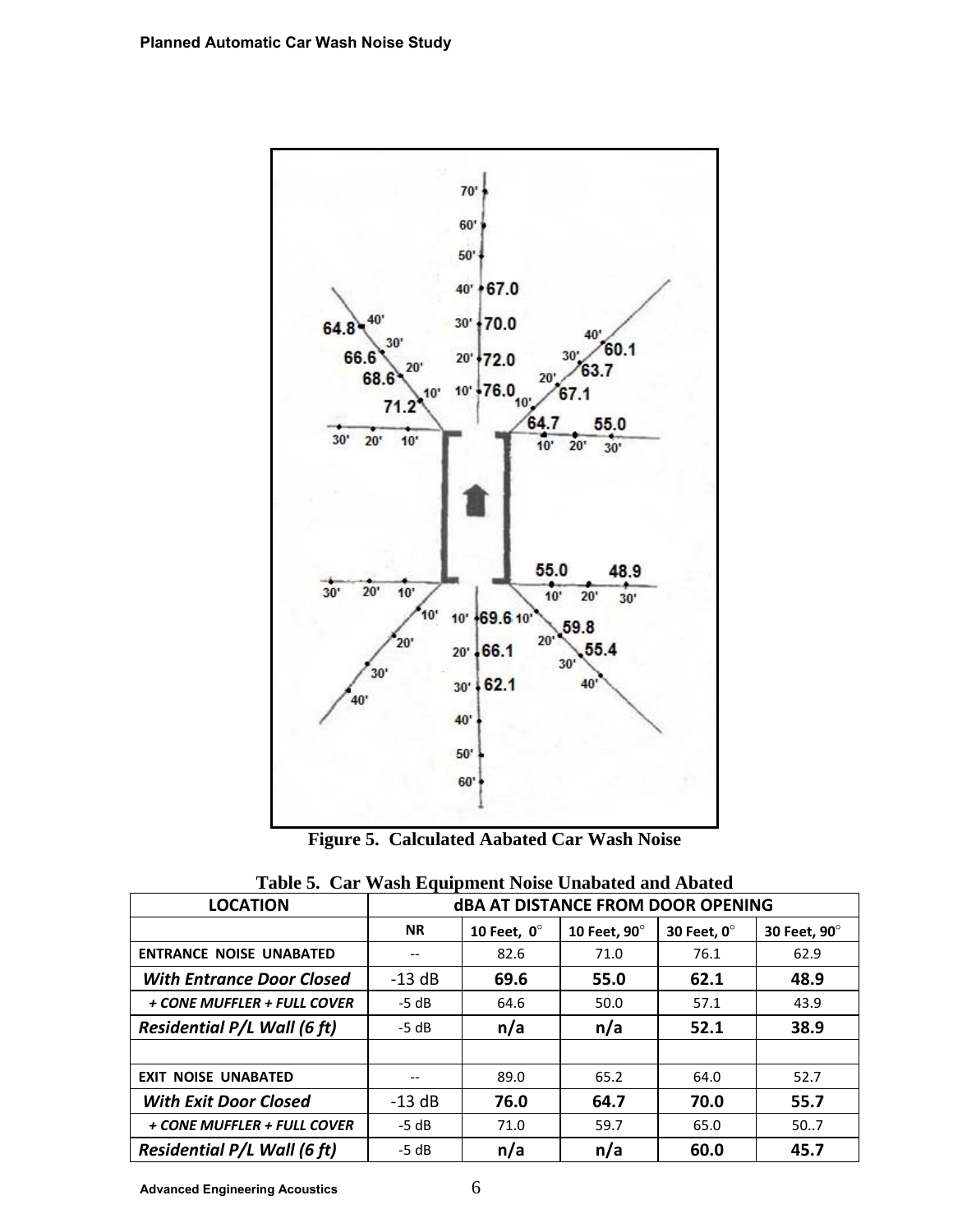Figure 5. Calculated Aabated Car Wash Noise

**Table 5. Car Wash Equipment Noise Unabated and Abated**

| LOCATION | dBA AT DISTANCE FROM DOOR OPENING | | | | |
|---|---|---|---|---|---|
| | NR | 10 Feet, 0° | 10 Feet, 90° | 30 Feet, 0° | 30 Feet, 90° |
| ENTRANCE NOISE UNABATED | -- | 82.6 | 71.0 | 76.1 | 62.9 |
| ***With Entrance Door Closed*** | -13 dB | **69.6** | **55.0** | **62.1** | **48.9** |
| *+ CONE MUFFLER + FULL COVER* | -5 dB | 64.6 | 50.0 | 57.1 | 43.9 |
| ***Residential P/L Wall (6 ft)*** | -5 dB | **n/a** | **n/a** | **52.1** | **38.9** |
| | | | | | |
| EXIT NOISE UNABATED | -- | 89.0 | 65.2 | 64.0 | 52.7 |
| ***With Exit Door Closed*** | -13 dB | **76.0** | **64.7** | **70.0** | **55.7** |
| *+ CONE MUFFLER + FULL COVER* | -5 dB | 71.0 | 59.7 | 65.0 | 50..7 |
| ***Residential P/L Wall (6 ft)*** | -5 dB | **n/a** | **n/a** | **60.0** | **45.7** |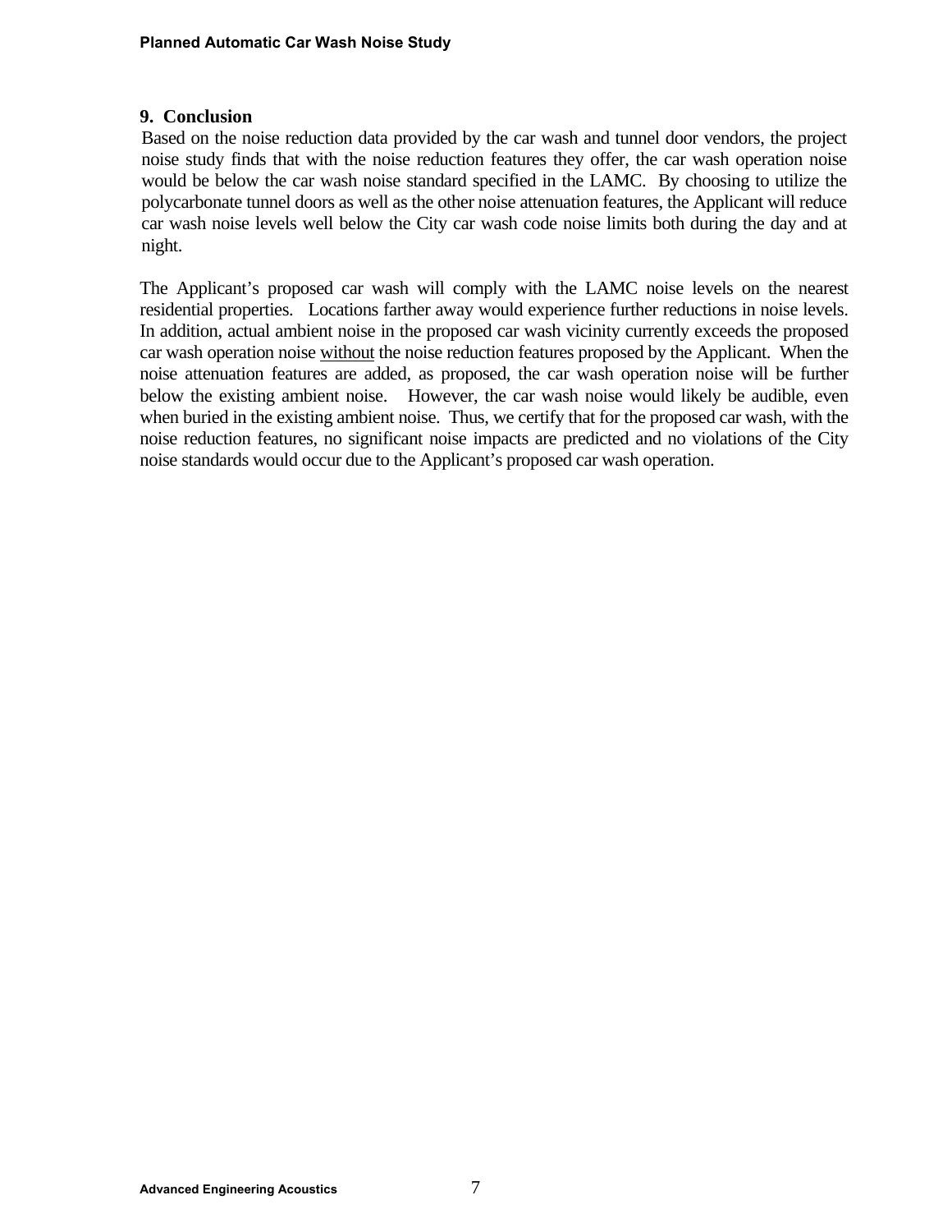## 9. Conclusion

Based on the noise reduction data provided by the car wash and tunnel door vendors, the project noise study finds that with the noise reduction features they offer, the car wash operation noise would be below the car wash noise standard specified in the LAMC. By choosing to utilize the polycarbonate tunnel doors as well as the other noise attenuation features, the Applicant will reduce car wash noise levels well below the City car wash code noise limits both during the day and at night.

The Applicant's proposed car wash will comply with the LAMC noise levels on the nearest residential properties. Locations farther away would experience further reductions in noise levels. In addition, actual ambient noise in the proposed car wash vicinity currently exceeds the proposed car wash operation noise <u>without</u> the noise reduction features proposed by the Applicant. When the noise attenuation features are added, as proposed, the car wash operation noise will be further below the existing ambient noise. However, the car wash noise would likely be audible, even when buried in the existing ambient noise. Thus, we certify that for the proposed car wash, with the noise reduction features, no significant noise impacts are predicted and no violations of the City noise standards would occur due to the Applicant's proposed car wash operation.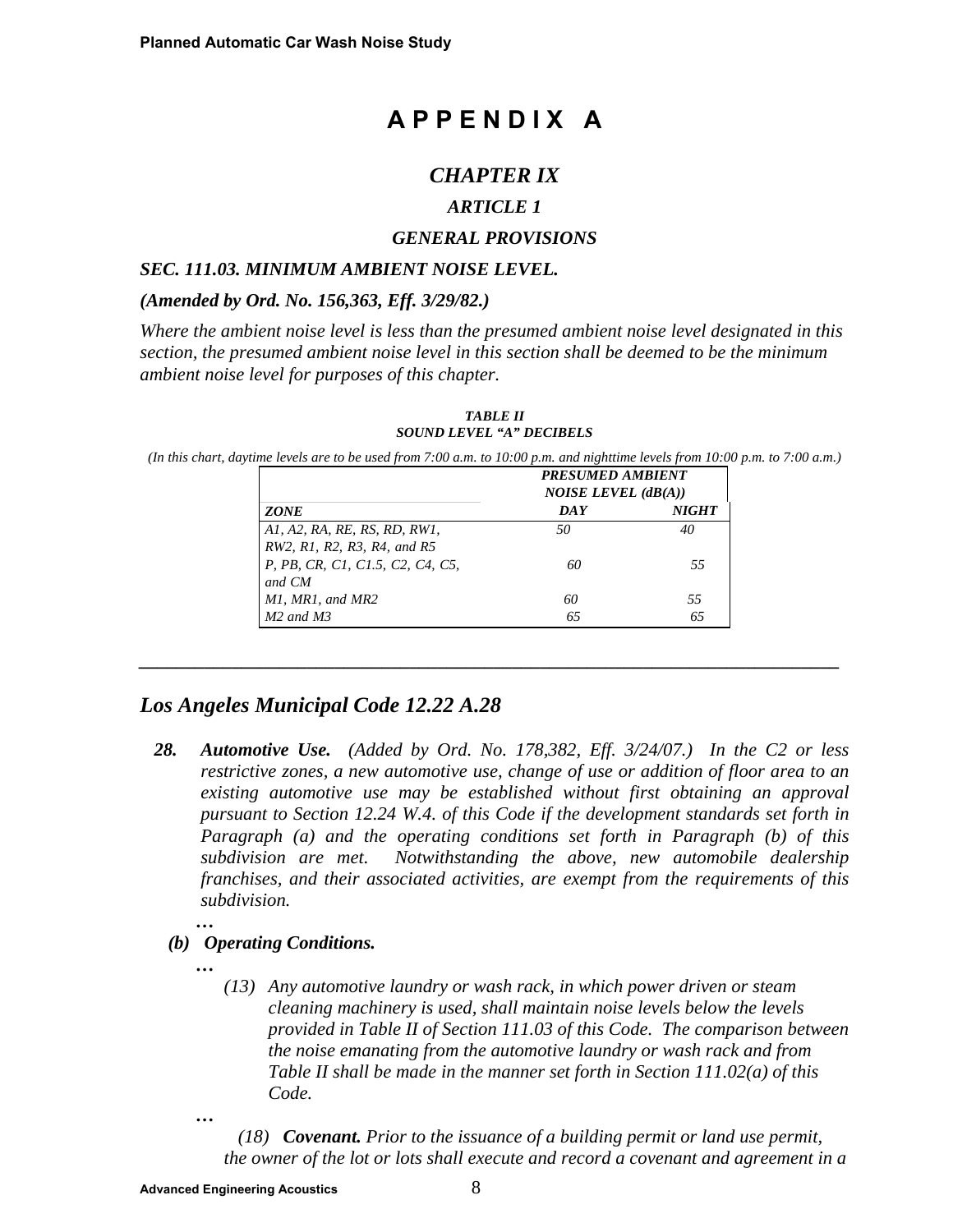# APPENDIX A

## *CHAPTER IX*

### *ARTICLE 1*

### *GENERAL PROVISIONS*

***SEC. 111.03. MINIMUM AMBIENT NOISE LEVEL.***

***(Amended by Ord. No. 156,363, Eff. 3/29/82.)***

*Where the ambient noise level is less than the presumed ambient noise level designated in this section, the presumed ambient noise level in this section shall be deemed to be the minimum ambient noise level for purposes of this chapter.*

***TABLE II***
***SOUND LEVEL "A" DECIBELS***

*(In this chart, daytime levels are to be used from 7:00 a.m. to 10:00 p.m. and nighttime levels from 10:00 p.m. to 7:00 a.m.)*

| | ***PRESUMED AMBIENT NOISE LEVEL (dB(A))*** | |
|---|---|---|
| ***ZONE*** | ***DAY*** | ***NIGHT*** |
| *A1, A2, RA, RE, RS, RD, RW1, RW2, R1, R2, R3, R4, and R5* | *50* | *40* |
| *P, PB, CR, C1, C1.5, C2, C4, C5, and CM* | *60* | *55* |
| *M1, MR1, and MR2* | *60* | *55* |
| *M2 and M3* | *65* | *65* |

---

## *Los Angeles Municipal Code 12.22 A.28*

***28. Automotive Use.*** *(Added by Ord. No. 178,382, Eff. 3/24/07.) In the C2 or less restrictive zones, a new automotive use, change of use or addition of floor area to an existing automotive use may be established without first obtaining an approval pursuant to Section 12.24 W.4. of this Code if the development standards set forth in Paragraph (a) and the operating conditions set forth in Paragraph (b) of this subdivision are met. Notwithstanding the above, new automobile dealership franchises, and their associated activities, are exempt from the requirements of this subdivision.*

***…***

***(b) Operating Conditions.***

***…***

*(13) Any automotive laundry or wash rack, in which power driven or steam cleaning machinery is used, shall maintain noise levels below the levels provided in Table II of Section 111.03 of this Code. The comparison between the noise emanating from the automotive laundry or wash rack and from Table II shall be made in the manner set forth in Section 111.02(a) of this Code.*

***…***

*(18)* ***Covenant.*** *Prior to the issuance of a building permit or land use permit, the owner of the lot or lots shall execute and record a covenant and agreement in a*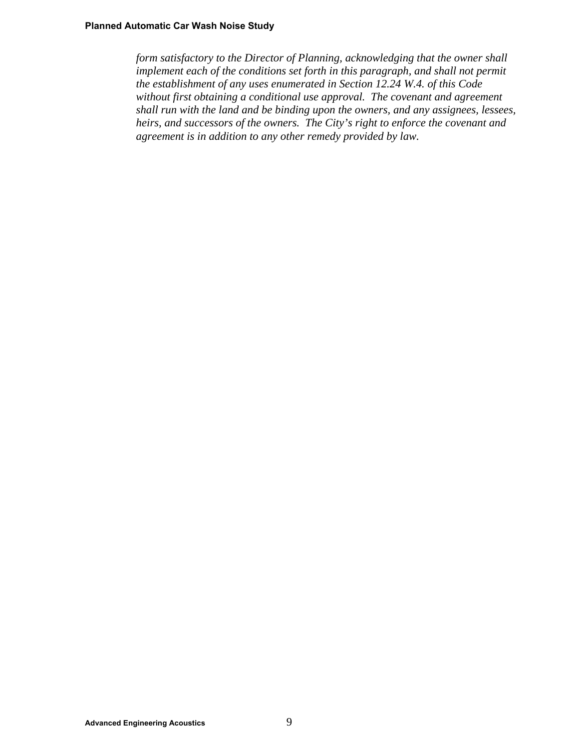*form satisfactory to the Director of Planning, acknowledging that the owner shall implement each of the conditions set forth in this paragraph, and shall not permit the establishment of any uses enumerated in Section 12.24 W.4. of this Code without first obtaining a conditional use approval. The covenant and agreement shall run with the land and be binding upon the owners, and any assignees, lessees, heirs, and successors of the owners. The City's right to enforce the covenant and agreement is in addition to any other remedy provided by law.*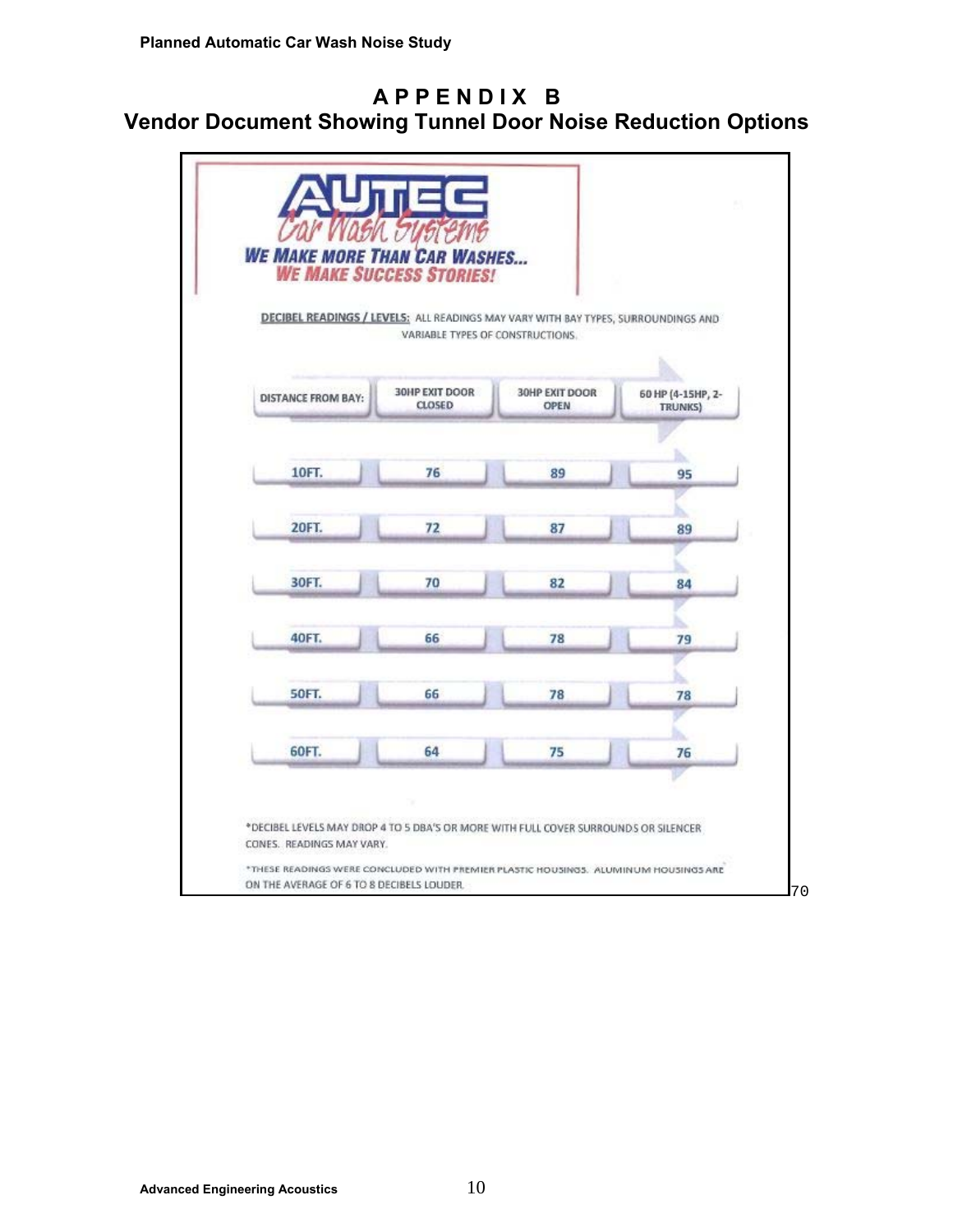# APPENDIX B
## Vendor Document Showing Tunnel Door Noise Reduction Options

**AUTEC Car Wash Systems**

**WE MAKE MORE THAN CAR WASHES... WE MAKE SUCCESS STORIES!**

DECIBEL READINGS / LEVELS: ALL READINGS MAY VARY WITH BAY TYPES, SURROUNDINGS AND VARIABLE TYPES OF CONSTRUCTIONS.

| DISTANCE FROM BAY: | 30HP EXIT DOOR CLOSED | 30HP EXIT DOOR OPEN | 60 HP (4-15HP, 2-TRUNKS) |
|---|---|---|---|
| 10FT. | 76 | 89 | 95 |
| 20FT. | 72 | 87 | 89 |
| 30FT. | 70 | 82 | 84 |
| 40FT. | 66 | 78 | 79 |
| 50FT. | 66 | 78 | 78 |
| 60FT. | 64 | 75 | 76 |

*DECIBEL LEVELS MAY DROP 4 TO 5 DBA'S OR MORE WITH FULL COVER SURROUNDS OR SILENCER CONES. READINGS MAY VARY.

*THESE READINGS WERE CONCLUDED WITH PREMIER PLASTIC HOUSINGS. ALUMINUM HOUSINGS ARE ON THE AVERAGE OF 6 TO 8 DECIBELS LOUDER.

70